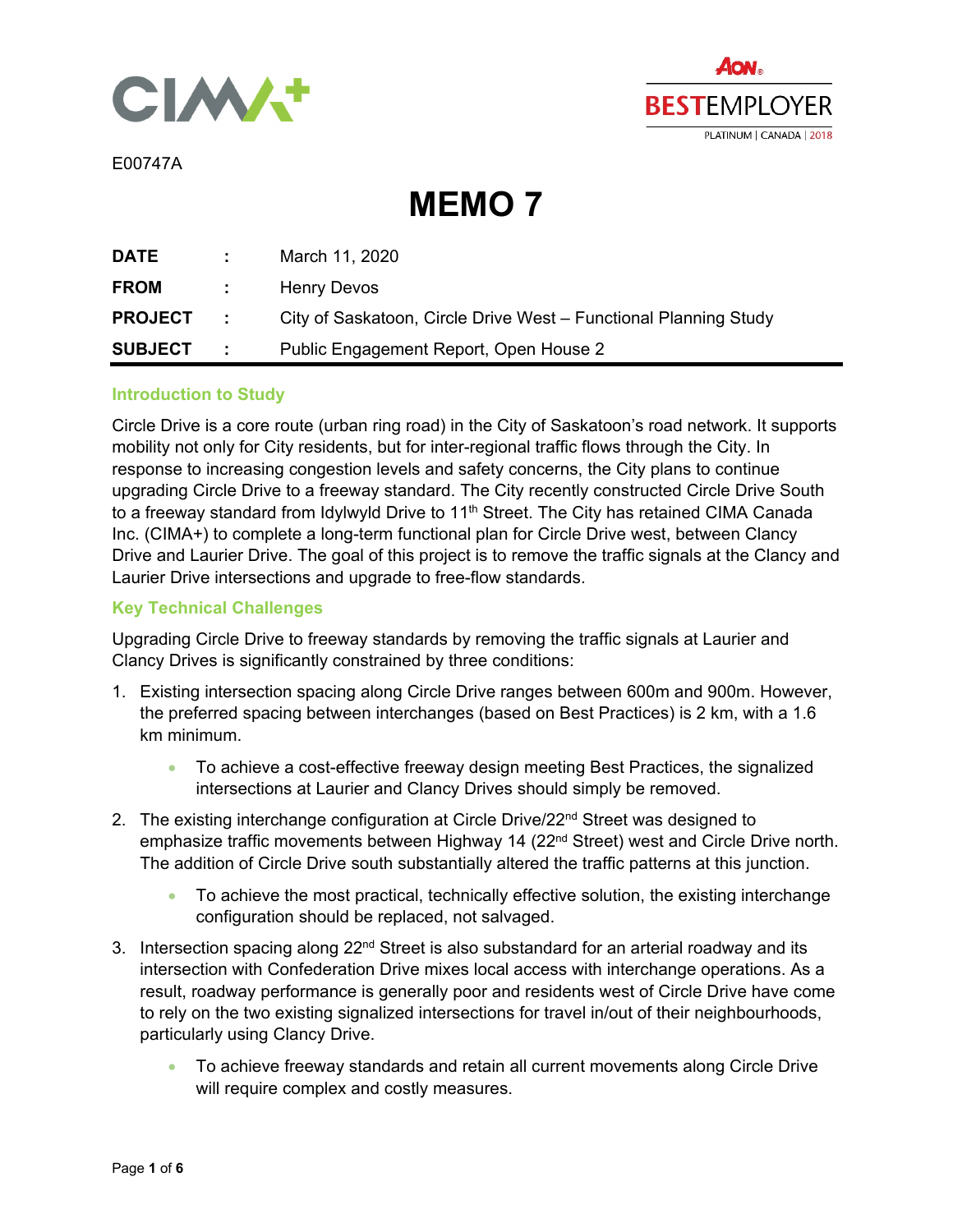E00747A

# MEMO 7

| | | |
|---|---|---|
| **DATE** | : | March 11, 2020 |
| **FROM** | : | Henry Devos |
| **PROJECT** | : | City of Saskatoon, Circle Drive West – Functional Planning Study |
| **SUBJECT** | : | Public Engagement Report, Open House 2 |

## Introduction to Study

Circle Drive is a core route (urban ring road) in the City of Saskatoon's road network. It supports mobility not only for City residents, but for inter-regional traffic flows through the City. In response to increasing congestion levels and safety concerns, the City plans to continue upgrading Circle Drive to a freeway standard. The City recently constructed Circle Drive South to a freeway standard from Idylwyld Drive to 11th Street. The City has retained CIMA Canada Inc. (CIMA+) to complete a long-term functional plan for Circle Drive west, between Clancy Drive and Laurier Drive. The goal of this project is to remove the traffic signals at the Clancy and Laurier Drive intersections and upgrade to free-flow standards.

## Key Technical Challenges

Upgrading Circle Drive to freeway standards by removing the traffic signals at Laurier and Clancy Drives is significantly constrained by three conditions:

1. Existing intersection spacing along Circle Drive ranges between 600m and 900m. However, the preferred spacing between interchanges (based on Best Practices) is 2 km, with a 1.6 km minimum.
   - To achieve a cost-effective freeway design meeting Best Practices, the signalized intersections at Laurier and Clancy Drives should simply be removed.
2. The existing interchange configuration at Circle Drive/22nd Street was designed to emphasize traffic movements between Highway 14 (22nd Street) west and Circle Drive north. The addition of Circle Drive south substantially altered the traffic patterns at this junction.
   - To achieve the most practical, technically effective solution, the existing interchange configuration should be replaced, not salvaged.
3. Intersection spacing along 22nd Street is also substandard for an arterial roadway and its intersection with Confederation Drive mixes local access with interchange operations. As a result, roadway performance is generally poor and residents west of Circle Drive have come to rely on the two existing signalized intersections for travel in/out of their neighbourhoods, particularly using Clancy Drive.
   - To achieve freeway standards and retain all current movements along Circle Drive will require complex and costly measures.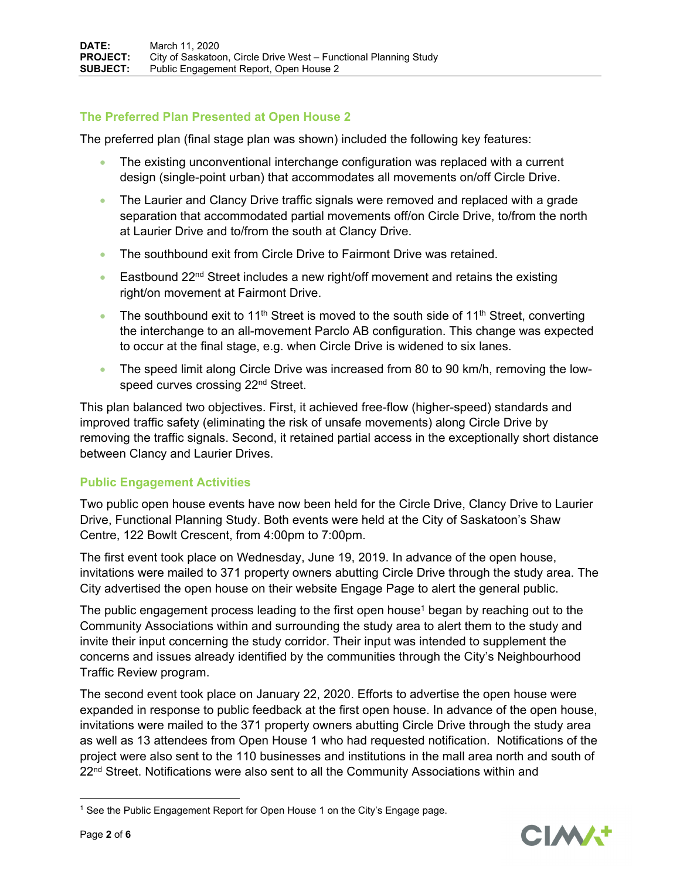## The Preferred Plan Presented at Open House 2

The preferred plan (final stage plan was shown) included the following key features:

- The existing unconventional interchange configuration was replaced with a current design (single-point urban) that accommodates all movements on/off Circle Drive.
- The Laurier and Clancy Drive traffic signals were removed and replaced with a grade separation that accommodated partial movements off/on Circle Drive, to/from the north at Laurier Drive and to/from the south at Clancy Drive.
- The southbound exit from Circle Drive to Fairmont Drive was retained.
- Eastbound 22nd Street includes a new right/off movement and retains the existing right/on movement at Fairmont Drive.
- The southbound exit to 11th Street is moved to the south side of 11th Street, converting the interchange to an all-movement Parclo AB configuration. This change was expected to occur at the final stage, e.g. when Circle Drive is widened to six lanes.
- The speed limit along Circle Drive was increased from 80 to 90 km/h, removing the low-speed curves crossing 22nd Street.

This plan balanced two objectives. First, it achieved free-flow (higher-speed) standards and improved traffic safety (eliminating the risk of unsafe movements) along Circle Drive by removing the traffic signals. Second, it retained partial access in the exceptionally short distance between Clancy and Laurier Drives.

## Public Engagement Activities

Two public open house events have now been held for the Circle Drive, Clancy Drive to Laurier Drive, Functional Planning Study. Both events were held at the City of Saskatoon's Shaw Centre, 122 Bowlt Crescent, from 4:00pm to 7:00pm.

The first event took place on Wednesday, June 19, 2019. In advance of the open house, invitations were mailed to 371 property owners abutting Circle Drive through the study area. The City advertised the open house on their website Engage Page to alert the general public.

The public engagement process leading to the first open house[1] began by reaching out to the Community Associations within and surrounding the study area to alert them to the study and invite their input concerning the study corridor. Their input was intended to supplement the concerns and issues already identified by the communities through the City's Neighbourhood Traffic Review program.

The second event took place on January 22, 2020. Efforts to advertise the open house were expanded in response to public feedback at the first open house. In advance of the open house, invitations were mailed to the 371 property owners abutting Circle Drive through the study area as well as 13 attendees from Open House 1 who had requested notification. Notifications of the project were also sent to the 110 businesses and institutions in the mall area north and south of 22nd Street. Notifications were also sent to all the Community Associations within and

[1] See the Public Engagement Report for Open House 1 on the City's Engage page.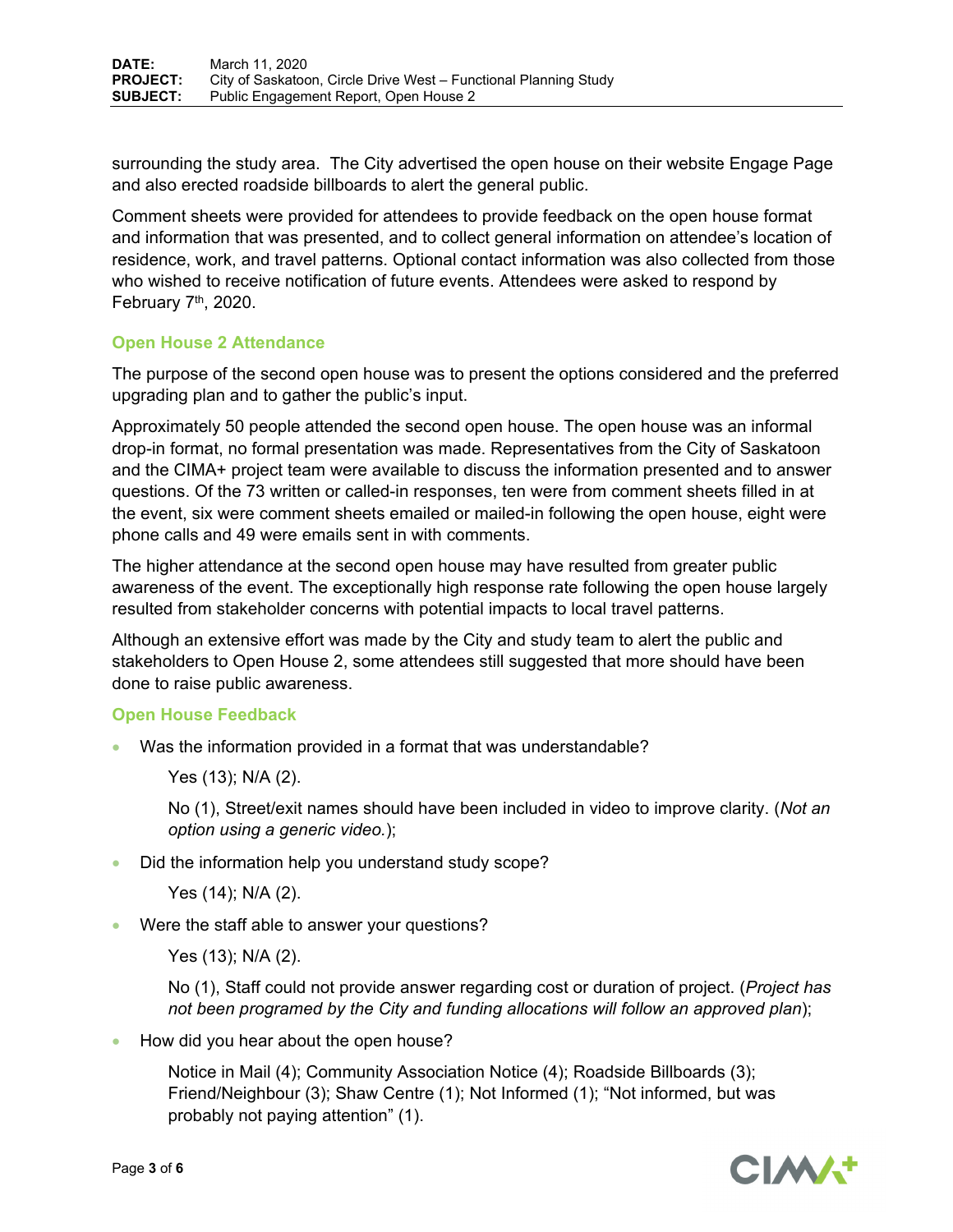surrounding the study area. The City advertised the open house on their website Engage Page and also erected roadside billboards to alert the general public.

Comment sheets were provided for attendees to provide feedback on the open house format and information that was presented, and to collect general information on attendee's location of residence, work, and travel patterns. Optional contact information was also collected from those who wished to receive notification of future events. Attendees were asked to respond by February 7th, 2020.

## Open House 2 Attendance

The purpose of the second open house was to present the options considered and the preferred upgrading plan and to gather the public's input.

Approximately 50 people attended the second open house. The open house was an informal drop-in format, no formal presentation was made. Representatives from the City of Saskatoon and the CIMA+ project team were available to discuss the information presented and to answer questions. Of the 73 written or called-in responses, ten were from comment sheets filled in at the event, six were comment sheets emailed or mailed-in following the open house, eight were phone calls and 49 were emails sent in with comments.

The higher attendance at the second open house may have resulted from greater public awareness of the event. The exceptionally high response rate following the open house largely resulted from stakeholder concerns with potential impacts to local travel patterns.

Although an extensive effort was made by the City and study team to alert the public and stakeholders to Open House 2, some attendees still suggested that more should have been done to raise public awareness.

## Open House Feedback

- Was the information provided in a format that was understandable?

  Yes (13); N/A (2).

  No (1), Street/exit names should have been included in video to improve clarity. (*Not an option using a generic video.*);

- Did the information help you understand study scope?

  Yes (14); N/A (2).

- Were the staff able to answer your questions?

  Yes (13); N/A (2).

  No (1), Staff could not provide answer regarding cost or duration of project. (*Project has not been programed by the City and funding allocations will follow an approved plan*);

- How did you hear about the open house?

  Notice in Mail (4); Community Association Notice (4); Roadside Billboards (3); Friend/Neighbour (3); Shaw Centre (1); Not Informed (1); "Not informed, but was probably not paying attention" (1).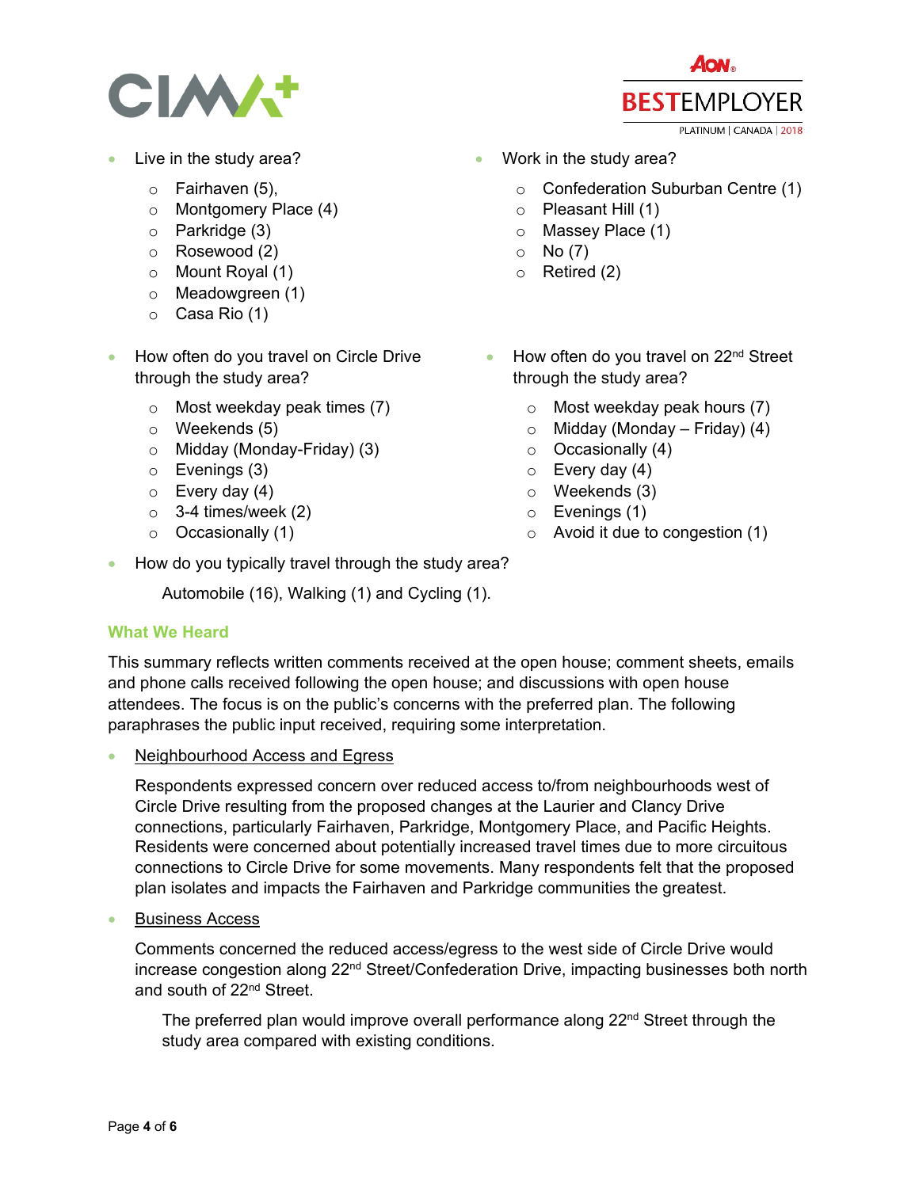- Live in the study area?
    - Fairhaven (5),
    - Montgomery Place (4)
    - Parkridge (3)
    - Rosewood (2)
    - Mount Royal (1)
    - Meadowgreen (1)
    - Casa Rio (1)
- Work in the study area?
    - Confederation Suburban Centre (1)
    - Pleasant Hill (1)
    - Massey Place (1)
    - No (7)
    - Retired (2)
- How often do you travel on Circle Drive through the study area?
    - Most weekday peak times (7)
    - Weekends (5)
    - Midday (Monday-Friday) (3)
    - Evenings (3)
    - Every day (4)
    - 3-4 times/week (2)
    - Occasionally (1)
- How often do you travel on 22nd Street through the study area?
    - Most weekday peak hours (7)
    - Midday (Monday – Friday) (4)
    - Occasionally (4)
    - Every day (4)
    - Weekends (3)
    - Evenings (1)
    - Avoid it due to congestion (1)
- How do you typically travel through the study area?

  Automobile (16), Walking (1) and Cycling (1).

## What We Heard

This summary reflects written comments received at the open house; comment sheets, emails and phone calls received following the open house; and discussions with open house attendees. The focus is on the public's concerns with the preferred plan. The following paraphrases the public input received, requiring some interpretation.

- Neighbourhood Access and Egress

  Respondents expressed concern over reduced access to/from neighbourhoods west of Circle Drive resulting from the proposed changes at the Laurier and Clancy Drive connections, particularly Fairhaven, Parkridge, Montgomery Place, and Pacific Heights. Residents were concerned about potentially increased travel times due to more circuitous connections to Circle Drive for some movements. Many respondents felt that the proposed plan isolates and impacts the Fairhaven and Parkridge communities the greatest.

- Business Access

  Comments concerned the reduced access/egress to the west side of Circle Drive would increase congestion along 22nd Street/Confederation Drive, impacting businesses both north and south of 22nd Street.

  The preferred plan would improve overall performance along 22nd Street through the study area compared with existing conditions.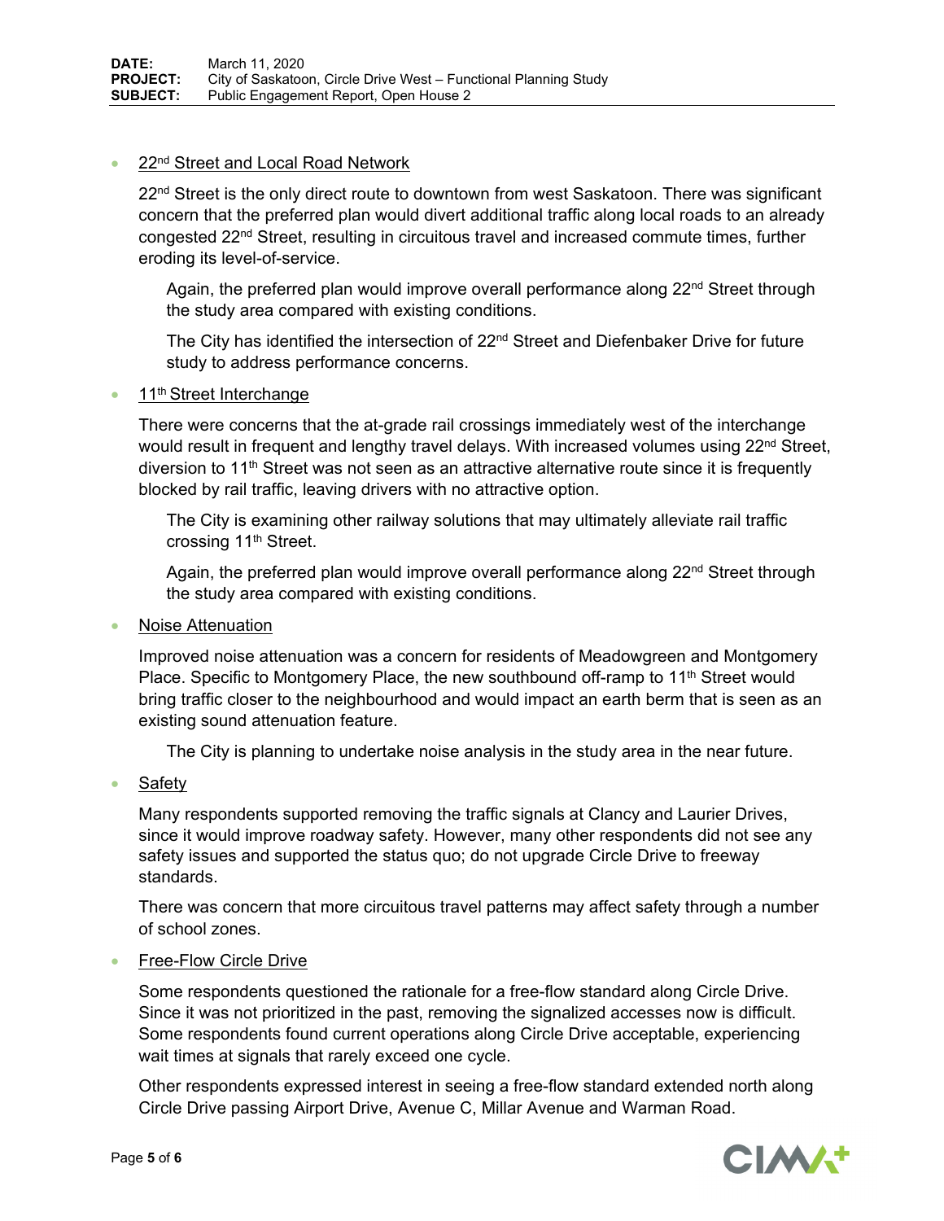- 22nd Street and Local Road Network

  22nd Street is the only direct route to downtown from west Saskatoon. There was significant concern that the preferred plan would divert additional traffic along local roads to an already congested 22nd Street, resulting in circuitous travel and increased commute times, further eroding its level-of-service.

  > Again, the preferred plan would improve overall performance along 22nd Street through the study area compared with existing conditions.
  >
  > The City has identified the intersection of 22nd Street and Diefenbaker Drive for future study to address performance concerns.

- 11th Street Interchange

  There were concerns that the at-grade rail crossings immediately west of the interchange would result in frequent and lengthy travel delays. With increased volumes using 22nd Street, diversion to 11th Street was not seen as an attractive alternative route since it is frequently blocked by rail traffic, leaving drivers with no attractive option.

  > The City is examining other railway solutions that may ultimately alleviate rail traffic crossing 11th Street.
  >
  > Again, the preferred plan would improve overall performance along 22nd Street through the study area compared with existing conditions.

- Noise Attenuation

  Improved noise attenuation was a concern for residents of Meadowgreen and Montgomery Place. Specific to Montgomery Place, the new southbound off-ramp to 11th Street would bring traffic closer to the neighbourhood and would impact an earth berm that is seen as an existing sound attenuation feature.

  > The City is planning to undertake noise analysis in the study area in the near future.

- Safety

  Many respondents supported removing the traffic signals at Clancy and Laurier Drives, since it would improve roadway safety. However, many other respondents did not see any safety issues and supported the status quo; do not upgrade Circle Drive to freeway standards.

  There was concern that more circuitous travel patterns may affect safety through a number of school zones.

- Free-Flow Circle Drive

  Some respondents questioned the rationale for a free-flow standard along Circle Drive. Since it was not prioritized in the past, removing the signalized accesses now is difficult. Some respondents found current operations along Circle Drive acceptable, experiencing wait times at signals that rarely exceed one cycle.

  Other respondents expressed interest in seeing a free-flow standard extended north along Circle Drive passing Airport Drive, Avenue C, Millar Avenue and Warman Road.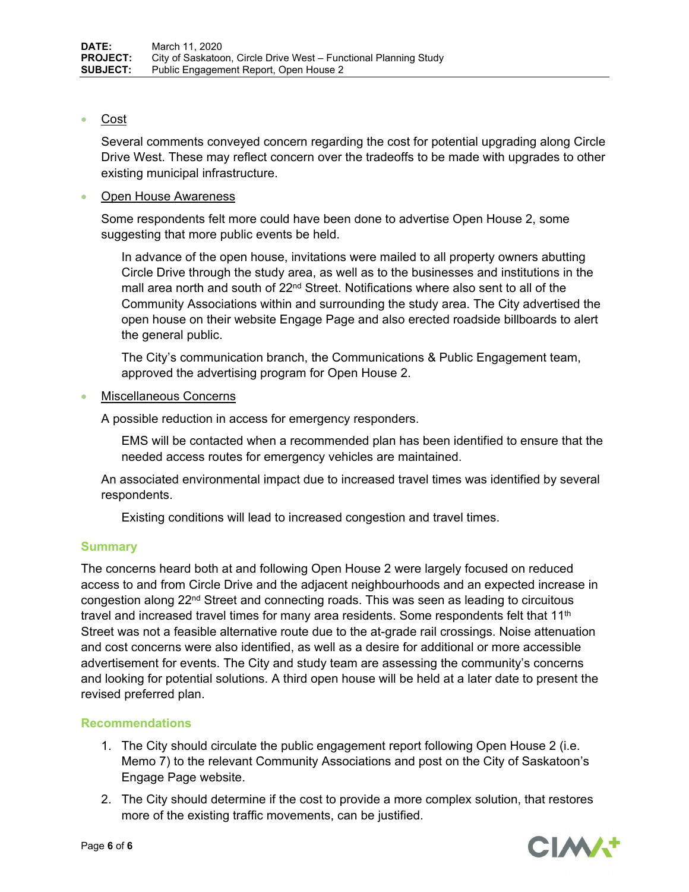- Cost

  Several comments conveyed concern regarding the cost for potential upgrading along Circle Drive West. These may reflect concern over the tradeoffs to be made with upgrades to other existing municipal infrastructure.

- Open House Awareness

  Some respondents felt more could have been done to advertise Open House 2, some suggesting that more public events be held.

  > In advance of the open house, invitations were mailed to all property owners abutting Circle Drive through the study area, as well as to the businesses and institutions in the mall area north and south of 22nd Street. Notifications where also sent to all of the Community Associations within and surrounding the study area. The City advertised the open house on their website Engage Page and also erected roadside billboards to alert the general public.
  >
  > The City's communication branch, the Communications & Public Engagement team, approved the advertising program for Open House 2.

- Miscellaneous Concerns

  A possible reduction in access for emergency responders.

  > EMS will be contacted when a recommended plan has been identified to ensure that the needed access routes for emergency vehicles are maintained.

  An associated environmental impact due to increased travel times was identified by several respondents.

  > Existing conditions will lead to increased congestion and travel times.

## Summary

The concerns heard both at and following Open House 2 were largely focused on reduced access to and from Circle Drive and the adjacent neighbourhoods and an expected increase in congestion along 22nd Street and connecting roads. This was seen as leading to circuitous travel and increased travel times for many area residents. Some respondents felt that 11th Street was not a feasible alternative route due to the at-grade rail crossings. Noise attenuation and cost concerns were also identified, as well as a desire for additional or more accessible advertisement for events. The City and study team are assessing the community's concerns and looking for potential solutions. A third open house will be held at a later date to present the revised preferred plan.

## Recommendations

1. The City should circulate the public engagement report following Open House 2 (i.e. Memo 7) to the relevant Community Associations and post on the City of Saskatoon's Engage Page website.
2. The City should determine if the cost to provide a more complex solution, that restores more of the existing traffic movements, can be justified.